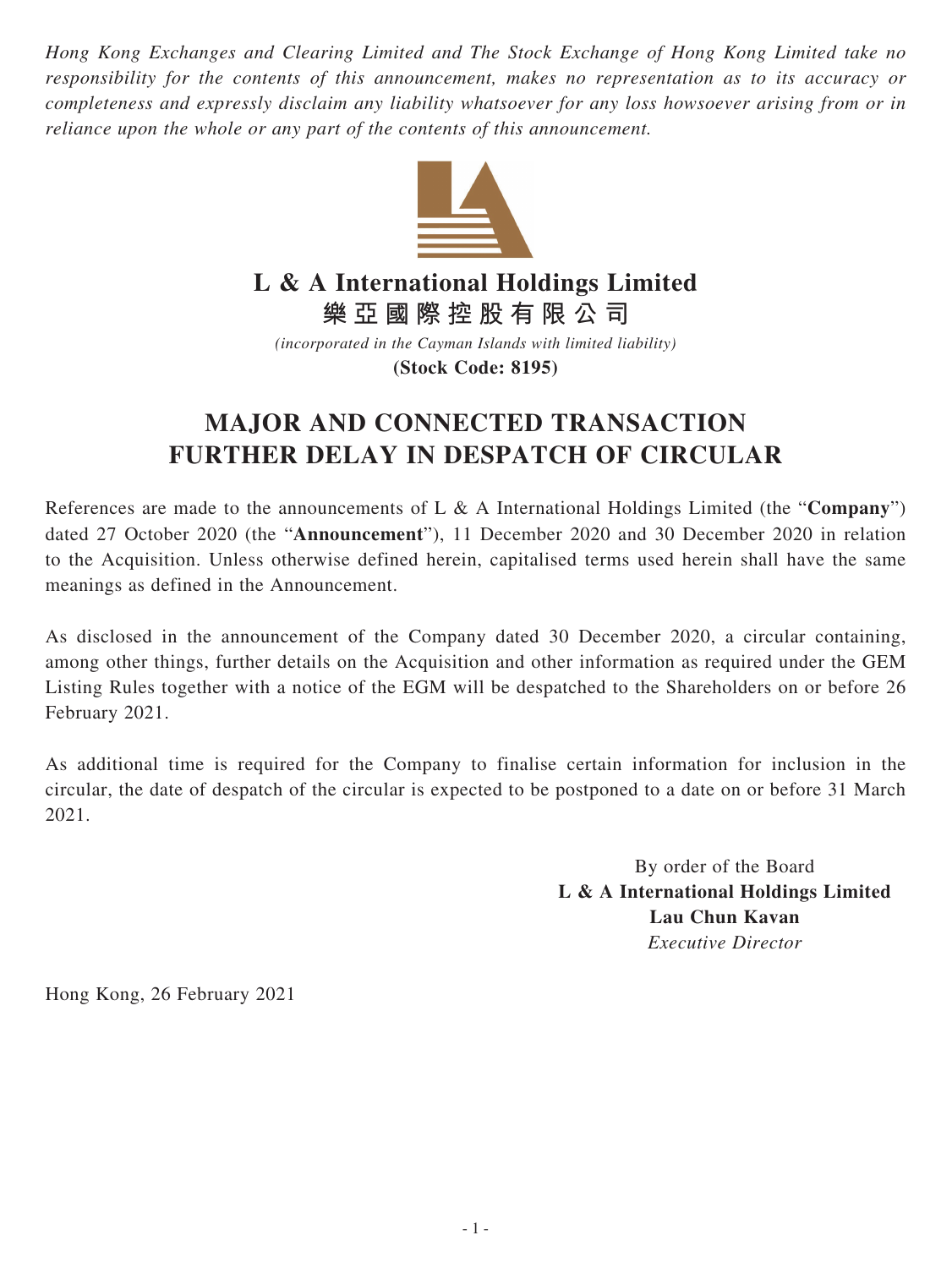*Hong Kong Exchanges and Clearing Limited and The Stock Exchange of Hong Kong Limited take no responsibility for the contents of this announcement, makes no representation as to its accuracy or completeness and expressly disclaim any liability whatsoever for any loss howsoever arising from or in reliance upon the whole or any part of the contents of this announcement.*

# L & A International Holdings Limited
# 樂亞國際控股有限公司

*(incorporated in the Cayman Islands with limited liability)*

**(Stock Code: 8195)**

# MAJOR AND CONNECTED TRANSACTION
# FURTHER DELAY IN DESPATCH OF CIRCULAR

References are made to the announcements of L & A International Holdings Limited (the "**Company**") dated 27 October 2020 (the "**Announcement**"), 11 December 2020 and 30 December 2020 in relation to the Acquisition. Unless otherwise defined herein, capitalised terms used herein shall have the same meanings as defined in the Announcement.

As disclosed in the announcement of the Company dated 30 December 2020, a circular containing, among other things, further details on the Acquisition and other information as required under the GEM Listing Rules together with a notice of the EGM will be despatched to the Shareholders on or before 26 February 2021.

As additional time is required for the Company to finalise certain information for inclusion in the circular, the date of despatch of the circular is expected to be postponed to a date on or before 31 March 2021.

By order of the Board
**L & A International Holdings Limited**
**Lau Chun Kavan**
*Executive Director*

Hong Kong, 26 February 2021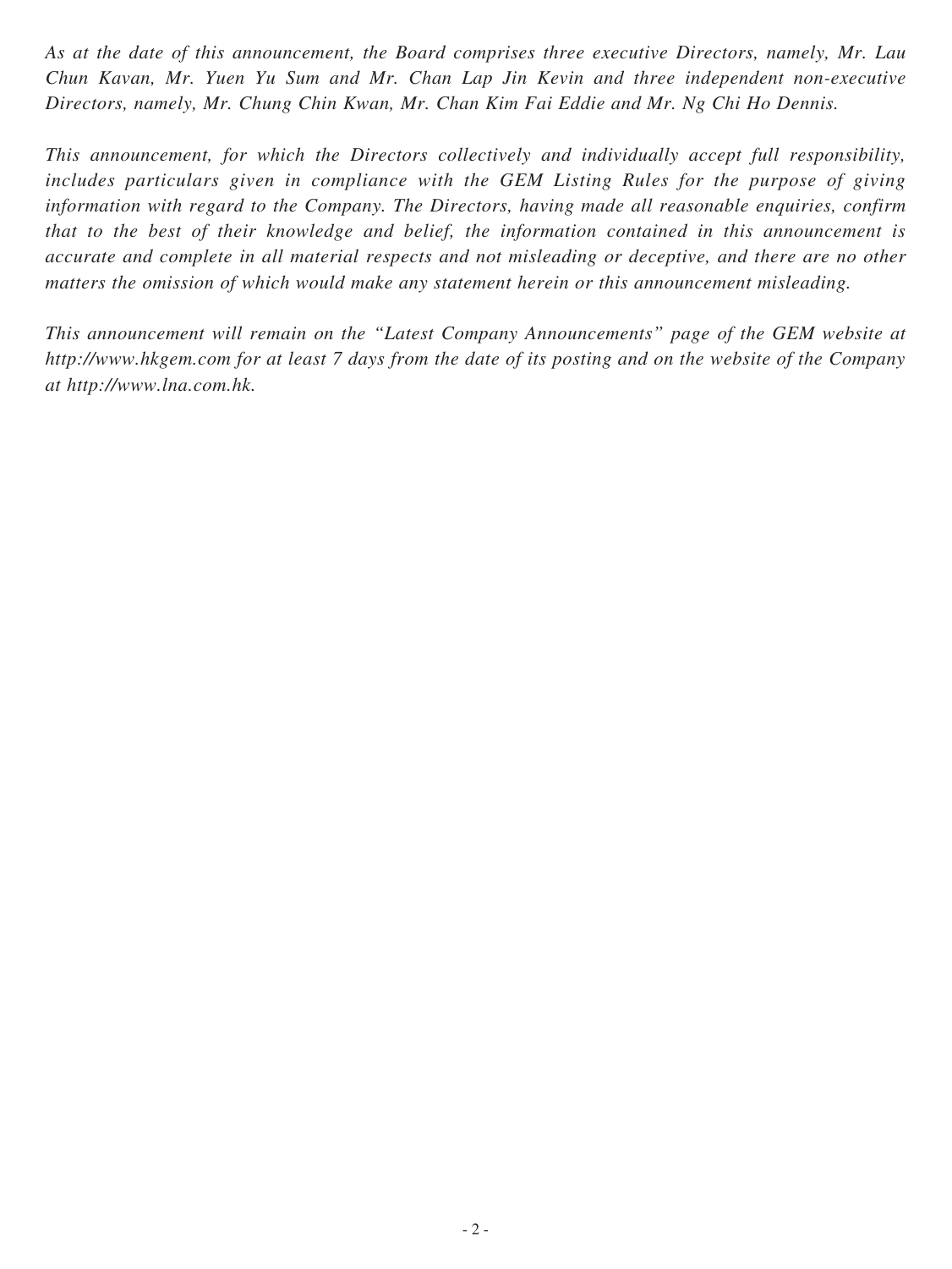*As at the date of this announcement, the Board comprises three executive Directors, namely, Mr. Lau Chun Kavan, Mr. Yuen Yu Sum and Mr. Chan Lap Jin Kevin and three independent non-executive Directors, namely, Mr. Chung Chin Kwan, Mr. Chan Kim Fai Eddie and Mr. Ng Chi Ho Dennis.*

*This announcement, for which the Directors collectively and individually accept full responsibility, includes particulars given in compliance with the GEM Listing Rules for the purpose of giving information with regard to the Company. The Directors, having made all reasonable enquiries, confirm that to the best of their knowledge and belief, the information contained in this announcement is accurate and complete in all material respects and not misleading or deceptive, and there are no other matters the omission of which would make any statement herein or this announcement misleading.*

*This announcement will remain on the "Latest Company Announcements" page of the GEM website at http://www.hkgem.com for at least 7 days from the date of its posting and on the website of the Company at http://www.lna.com.hk.*